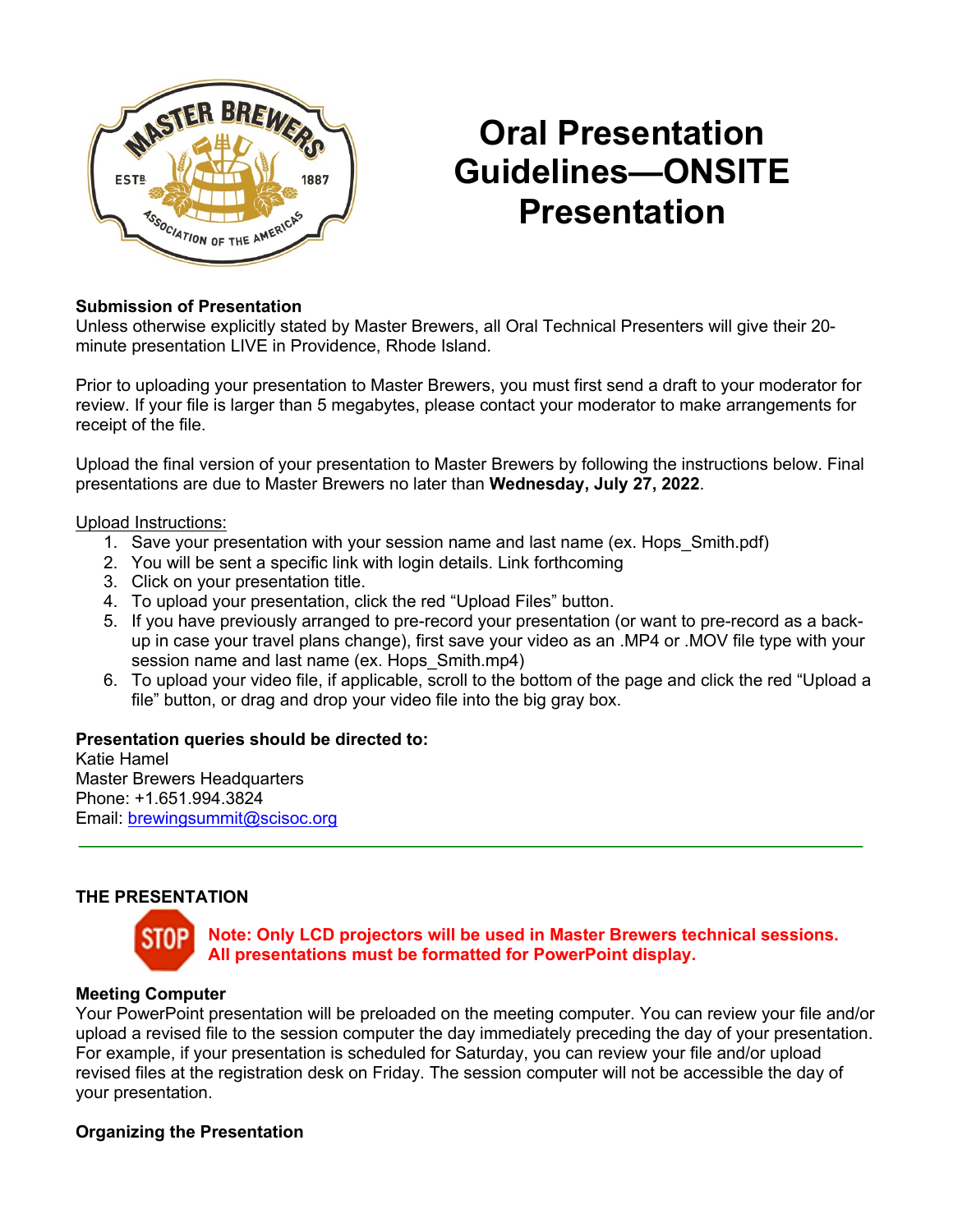# Oral Presentation Guidelines—ONSITE Presentation

**Submission of Presentation**

Unless otherwise explicitly stated by Master Brewers, all Oral Technical Presenters will give their 20-minute presentation LIVE in Providence, Rhode Island.

Prior to uploading your presentation to Master Brewers, you must first send a draft to your moderator for review. If your file is larger than 5 megabytes, please contact your moderator to make arrangements for receipt of the file.

Upload the final version of your presentation to Master Brewers by following the instructions below. Final presentations are due to Master Brewers no later than **Wednesday, July 27, 2022**.

Upload Instructions:

1. Save your presentation with your session name and last name (ex. Hops_Smith.pdf)
2. You will be sent a specific link with login details. Link forthcoming
3. Click on your presentation title.
4. To upload your presentation, click the red "Upload Files" button.
5. If you have previously arranged to pre-record your presentation (or want to pre-record as a back-up in case your travel plans change), first save your video as an .MP4 or .MOV file type with your session name and last name (ex. Hops_Smith.mp4)
6. To upload your video file, if applicable, scroll to the bottom of the page and click the red "Upload a file" button, or drag and drop your video file into the big gray box.

**Presentation queries should be directed to:**

Katie Hamel
Master Brewers Headquarters
Phone: +1.651.994.3824
Email: brewingsummit@scisoc.org

---

**THE PRESENTATION**

STOP **Note: Only LCD projectors will be used in Master Brewers technical sessions. All presentations must be formatted for PowerPoint display.**

**Meeting Computer**

Your PowerPoint presentation will be preloaded on the meeting computer. You can review your file and/or upload a revised file to the session computer the day immediately preceding the day of your presentation. For example, if your presentation is scheduled for Saturday, you can review your file and/or upload revised files at the registration desk on Friday. The session computer will not be accessible the day of your presentation.

**Organizing the Presentation**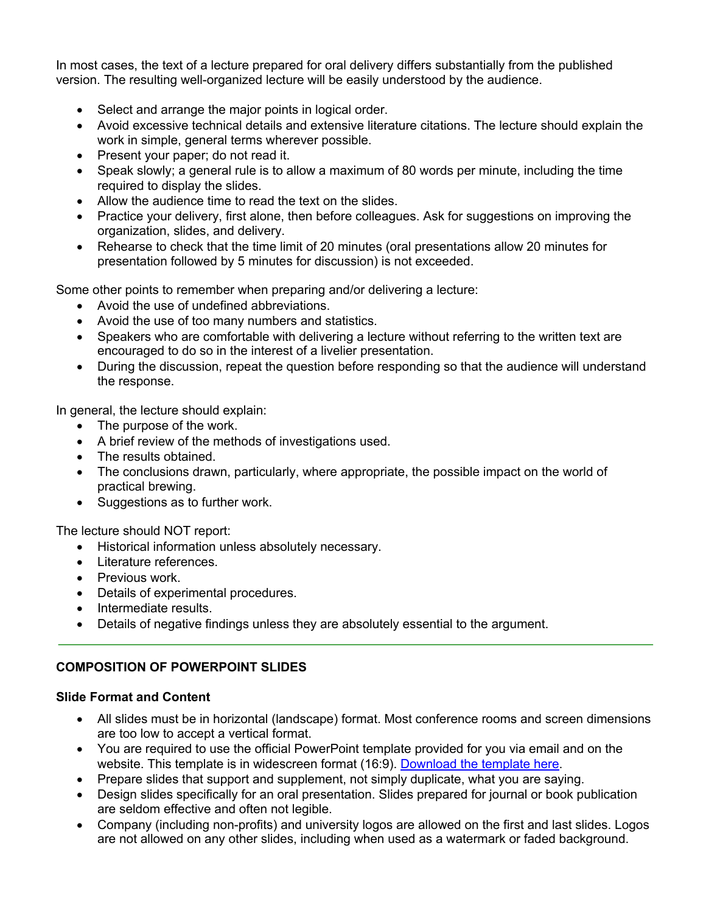In most cases, the text of a lecture prepared for oral delivery differs substantially from the published version. The resulting well-organized lecture will be easily understood by the audience.

- Select and arrange the major points in logical order.
- Avoid excessive technical details and extensive literature citations. The lecture should explain the work in simple, general terms wherever possible.
- Present your paper; do not read it.
- Speak slowly; a general rule is to allow a maximum of 80 words per minute, including the time required to display the slides.
- Allow the audience time to read the text on the slides.
- Practice your delivery, first alone, then before colleagues. Ask for suggestions on improving the organization, slides, and delivery.
- Rehearse to check that the time limit of 20 minutes (oral presentations allow 20 minutes for presentation followed by 5 minutes for discussion) is not exceeded.

Some other points to remember when preparing and/or delivering a lecture:

- Avoid the use of undefined abbreviations.
- Avoid the use of too many numbers and statistics.
- Speakers who are comfortable with delivering a lecture without referring to the written text are encouraged to do so in the interest of a livelier presentation.
- During the discussion, repeat the question before responding so that the audience will understand the response.

In general, the lecture should explain:

- The purpose of the work.
- A brief review of the methods of investigations used.
- The results obtained.
- The conclusions drawn, particularly, where appropriate, the possible impact on the world of practical brewing.
- Suggestions as to further work.

The lecture should NOT report:

- Historical information unless absolutely necessary.
- Literature references.
- Previous work.
- Details of experimental procedures.
- Intermediate results.
- Details of negative findings unless they are absolutely essential to the argument.

---

## COMPOSITION OF POWERPOINT SLIDES

### Slide Format and Content

- All slides must be in horizontal (landscape) format. Most conference rooms and screen dimensions are too low to accept a vertical format.
- You are required to use the official PowerPoint template provided for you via email and on the website. This template is in widescreen format (16:9). [Download the template here](#).
- Prepare slides that support and supplement, not simply duplicate, what you are saying.
- Design slides specifically for an oral presentation. Slides prepared for journal or book publication are seldom effective and often not legible.
- Company (including non-profits) and university logos are allowed on the first and last slides. Logos are not allowed on any other slides, including when used as a watermark or faded background.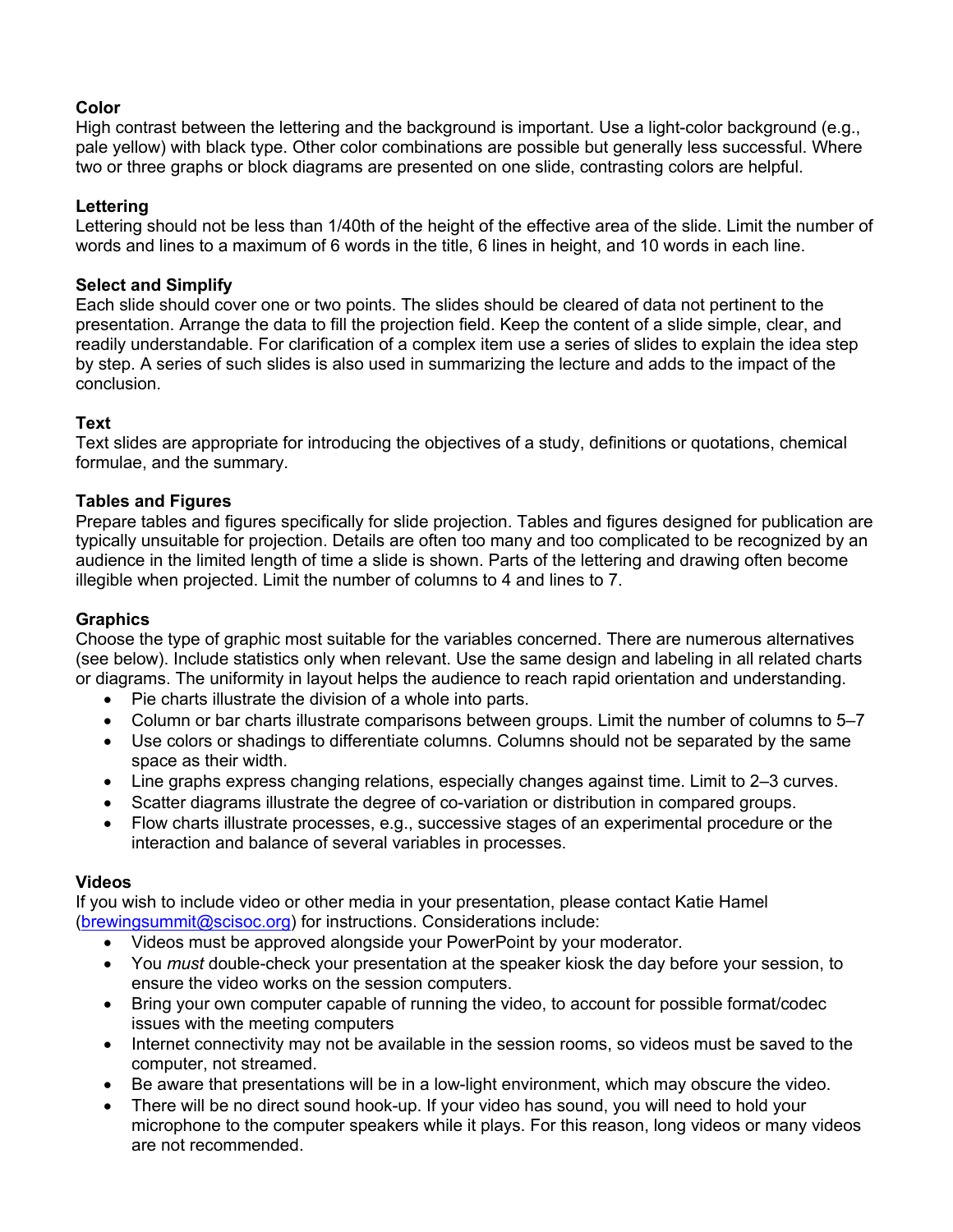**Color**
High contrast between the lettering and the background is important. Use a light-color background (e.g., pale yellow) with black type. Other color combinations are possible but generally less successful. Where two or three graphs or block diagrams are presented on one slide, contrasting colors are helpful.

**Lettering**
Lettering should not be less than 1/40th of the height of the effective area of the slide. Limit the number of words and lines to a maximum of 6 words in the title, 6 lines in height, and 10 words in each line.

**Select and Simplify**
Each slide should cover one or two points. The slides should be cleared of data not pertinent to the presentation. Arrange the data to fill the projection field. Keep the content of a slide simple, clear, and readily understandable. For clarification of a complex item use a series of slides to explain the idea step by step. A series of such slides is also used in summarizing the lecture and adds to the impact of the conclusion.

**Text**
Text slides are appropriate for introducing the objectives of a study, definitions or quotations, chemical formulae, and the summary.

**Tables and Figures**
Prepare tables and figures specifically for slide projection. Tables and figures designed for publication are typically unsuitable for projection. Details are often too many and too complicated to be recognized by an audience in the limited length of time a slide is shown. Parts of the lettering and drawing often become illegible when projected. Limit the number of columns to 4 and lines to 7.

**Graphics**
Choose the type of graphic most suitable for the variables concerned. There are numerous alternatives (see below). Include statistics only when relevant. Use the same design and labeling in all related charts or diagrams. The uniformity in layout helps the audience to reach rapid orientation and understanding.

- Pie charts illustrate the division of a whole into parts.
- Column or bar charts illustrate comparisons between groups. Limit the number of columns to 5–7
- Use colors or shadings to differentiate columns. Columns should not be separated by the same space as their width.
- Line graphs express changing relations, especially changes against time. Limit to 2–3 curves.
- Scatter diagrams illustrate the degree of co-variation or distribution in compared groups.
- Flow charts illustrate processes, e.g., successive stages of an experimental procedure or the interaction and balance of several variables in processes.

**Videos**
If you wish to include video or other media in your presentation, please contact Katie Hamel (brewingsummit@scisoc.org) for instructions. Considerations include:

- Videos must be approved alongside your PowerPoint by your moderator.
- You *must* double-check your presentation at the speaker kiosk the day before your session, to ensure the video works on the session computers.
- Bring your own computer capable of running the video, to account for possible format/codec issues with the meeting computers
- Internet connectivity may not be available in the session rooms, so videos must be saved to the computer, not streamed.
- Be aware that presentations will be in a low-light environment, which may obscure the video.
- There will be no direct sound hook-up. If your video has sound, you will need to hold your microphone to the computer speakers while it plays. For this reason, long videos or many videos are not recommended.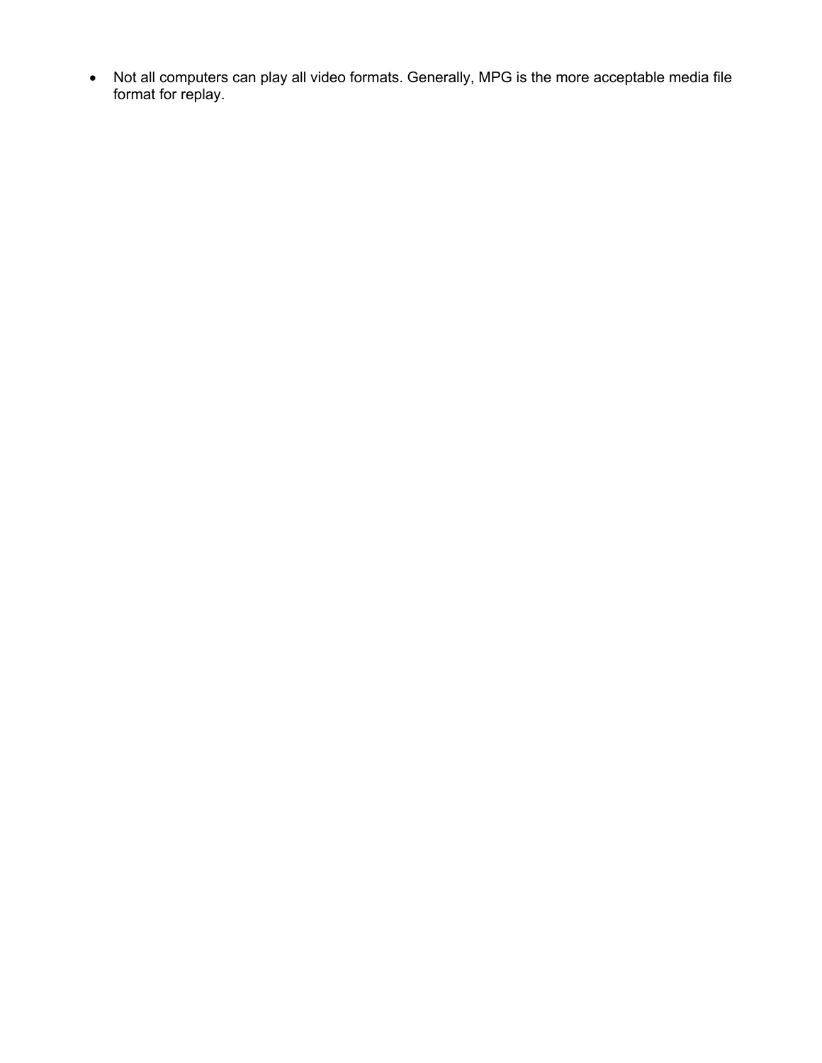- Not all computers can play all video formats. Generally, MPG is the more acceptable media file format for replay.